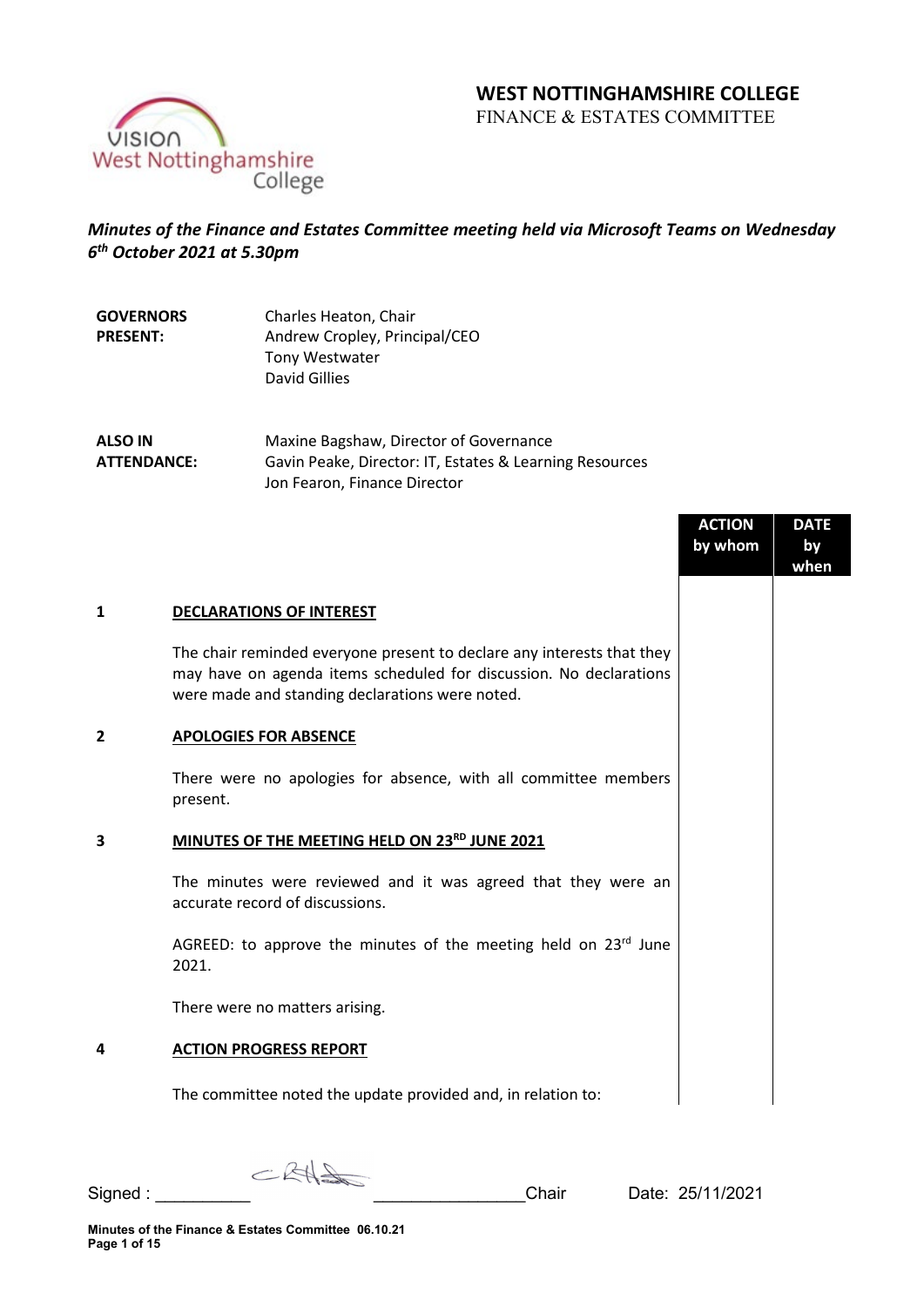# WEST NOTTINGHAMSHIRE COLLEGE

FINANCE & ESTATES COMMITTEE

***Minutes of the Finance and Estates Committee meeting held via Microsoft Teams on Wednesday 6th October 2021 at 5.30pm***

| | |
|---|---|
| **GOVERNORS PRESENT:** | Charles Heaton, Chair<br>Andrew Cropley, Principal/CEO<br>Tony Westwater<br>David Gillies |
| **ALSO IN ATTENDANCE:** | Maxine Bagshaw, Director of Governance<br>Gavin Peake, Director: IT, Estates & Learning Resources<br>Jon Fearon, Finance Director |

| | | ACTION by whom | DATE by when |
|---|---|---|---|
| **1** | **DECLARATIONS OF INTEREST** | | |
| | The chair reminded everyone present to declare any interests that they may have on agenda items scheduled for discussion. No declarations were made and standing declarations were noted. | | |
| **2** | **APOLOGIES FOR ABSENCE** | | |
| | There were no apologies for absence, with all committee members present. | | |
| **3** | **MINUTES OF THE MEETING HELD ON 23RD JUNE 2021** | | |
| | The minutes were reviewed and it was agreed that they were an accurate record of discussions. | | |
| | AGREED: to approve the minutes of the meeting held on 23rd June 2021. | | |
| | There were no matters arising. | | |
| **4** | **ACTION PROGRESS REPORT** | | |
| | The committee noted the update provided and, in relation to: | | |

Signed: ________________ Chair Date: 25/11/2021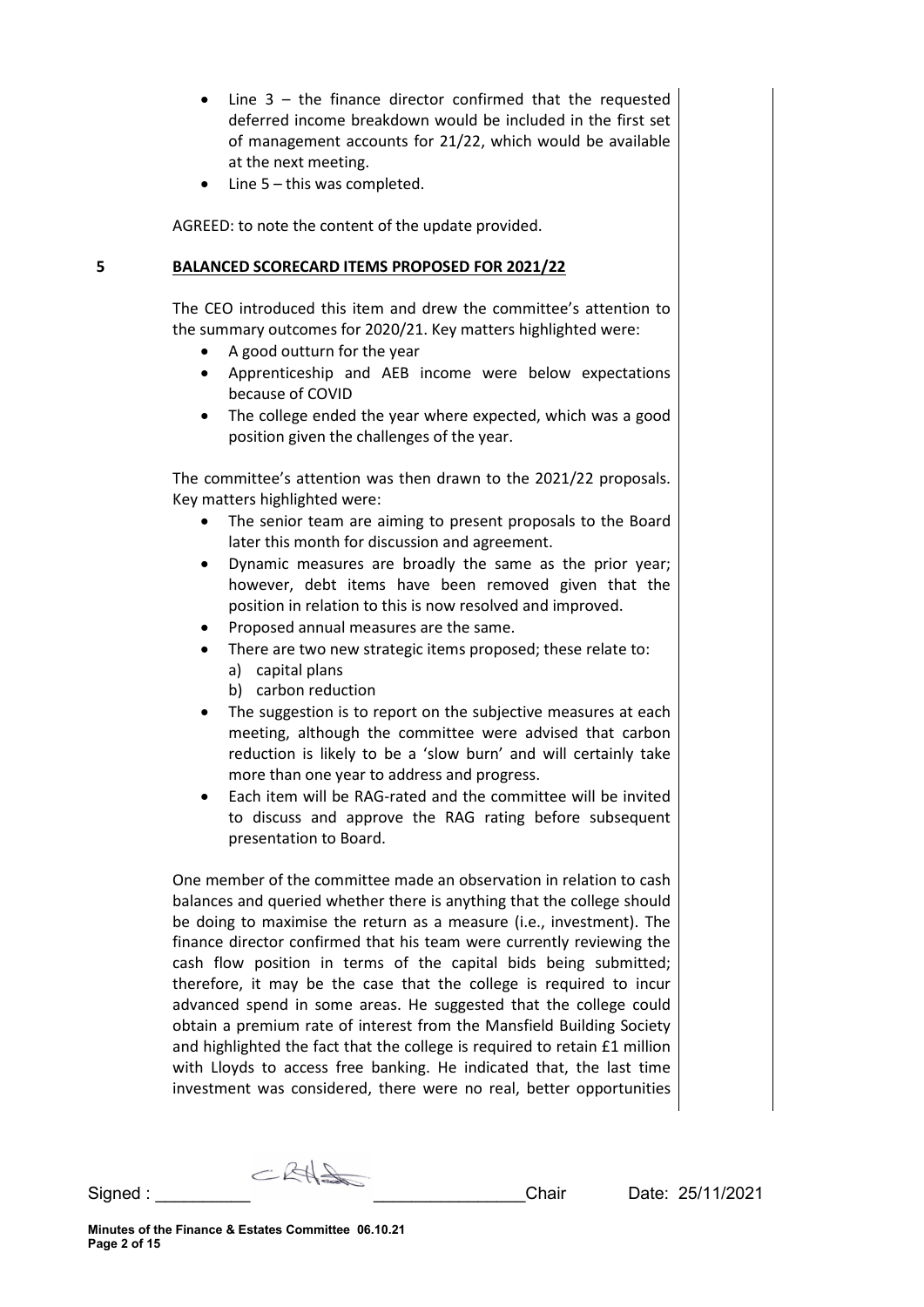- Line 3 – the finance director confirmed that the requested deferred income breakdown would be included in the first set of management accounts for 21/22, which would be available at the next meeting.
- Line 5 – this was completed.

AGREED: to note the content of the update provided.

## 5 BALANCED SCORECARD ITEMS PROPOSED FOR 2021/22

The CEO introduced this item and drew the committee's attention to the summary outcomes for 2020/21. Key matters highlighted were:

- A good outturn for the year
- Apprenticeship and AEB income were below expectations because of COVID
- The college ended the year where expected, which was a good position given the challenges of the year.

The committee's attention was then drawn to the 2021/22 proposals. Key matters highlighted were:

- The senior team are aiming to present proposals to the Board later this month for discussion and agreement.
- Dynamic measures are broadly the same as the prior year; however, debt items have been removed given that the position in relation to this is now resolved and improved.
- Proposed annual measures are the same.
- There are two new strategic items proposed; these relate to:
  a) capital plans
  b) carbon reduction
- The suggestion is to report on the subjective measures at each meeting, although the committee were advised that carbon reduction is likely to be a 'slow burn' and will certainly take more than one year to address and progress.
- Each item will be RAG-rated and the committee will be invited to discuss and approve the RAG rating before subsequent presentation to Board.

One member of the committee made an observation in relation to cash balances and queried whether there is anything that the college should be doing to maximise the return as a measure (i.e., investment). The finance director confirmed that his team were currently reviewing the cash flow position in terms of the capital bids being submitted; therefore, it may be the case that the college is required to incur advanced spend in some areas. He suggested that the college could obtain a premium rate of interest from the Mansfield Building Society and highlighted the fact that the college is required to retain £1 million with Lloyds to access free banking. He indicated that, the last time investment was considered, there were no real, better opportunities

Signed : __________ ________________Chair Date: 25/11/2021

**Minutes of the Finance & Estates Committee 06.10.21**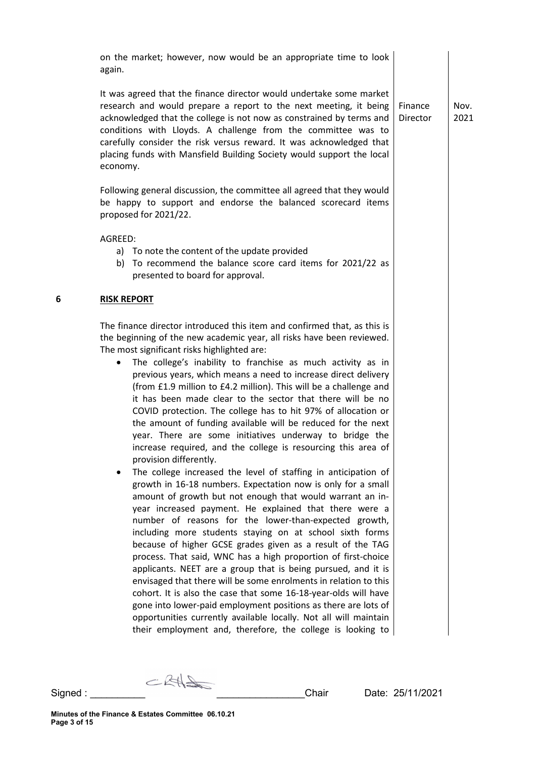on the market; however, now would be an appropriate time to look again.

It was agreed that the finance director would undertake some market research and would prepare a report to the next meeting, it being acknowledged that the college is not now as constrained by terms and conditions with Lloyds. A challenge from the committee was to carefully consider the risk versus reward. It was acknowledged that placing funds with Mansfield Building Society would support the local economy. — **Finance Director** — **Nov. 2021**

Following general discussion, the committee all agreed that they would be happy to support and endorse the balanced scorecard items proposed for 2021/22.

AGREED:

a) To note the content of the update provided
b) To recommend the balance score card items for 2021/22 as presented to board for approval.

## 6 RISK REPORT

The finance director introduced this item and confirmed that, as this is the beginning of the new academic year, all risks have been reviewed. The most significant risks highlighted are:

- The college's inability to franchise as much activity as in previous years, which means a need to increase direct delivery (from £1.9 million to £4.2 million). This will be a challenge and it has been made clear to the sector that there will be no COVID protection. The college has to hit 97% of allocation or the amount of funding available will be reduced for the next year. There are some initiatives underway to bridge the increase required, and the college is resourcing this area of provision differently.
- The college increased the level of staffing in anticipation of growth in 16-18 numbers. Expectation now is only for a small amount of growth but not enough that would warrant an in-year increased payment. He explained that there were a number of reasons for the lower-than-expected growth, including more students staying on at school sixth forms because of higher GCSE grades given as a result of the TAG process. That said, WNC has a high proportion of first-choice applicants. NEET are a group that is being pursued, and it is envisaged that there will be some enrolments in relation to this cohort. It is also the case that some 16-18-year-olds will have gone into lower-paid employment positions as there are lots of opportunities currently available locally. Not all will maintain their employment and, therefore, the college is looking to

Signed : __________ ________________Chair Date: 25/11/2021

**Minutes of the Finance & Estates Committee 06.10.21**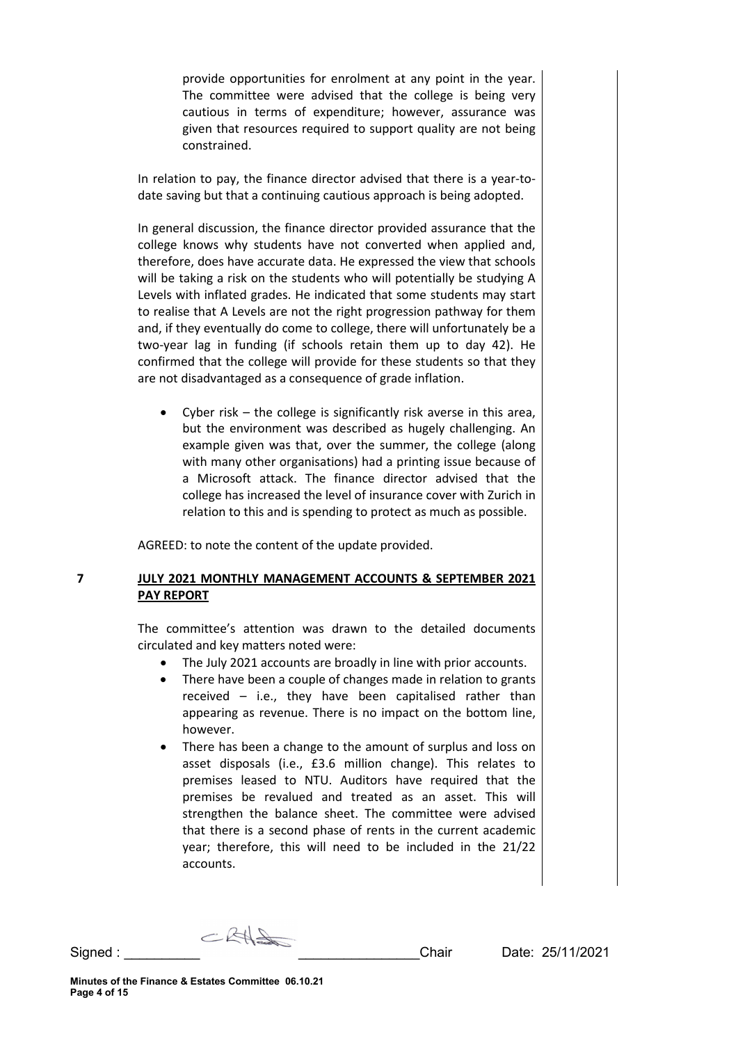provide opportunities for enrolment at any point in the year. The committee were advised that the college is being very cautious in terms of expenditure; however, assurance was given that resources required to support quality are not being constrained.

In relation to pay, the finance director advised that there is a year-to-date saving but that a continuing cautious approach is being adopted.

In general discussion, the finance director provided assurance that the college knows why students have not converted when applied and, therefore, does have accurate data. He expressed the view that schools will be taking a risk on the students who will potentially be studying A Levels with inflated grades. He indicated that some students may start to realise that A Levels are not the right progression pathway for them and, if they eventually do come to college, there will unfortunately be a two-year lag in funding (if schools retain them up to day 42). He confirmed that the college will provide for these students so that they are not disadvantaged as a consequence of grade inflation.

- Cyber risk – the college is significantly risk averse in this area, but the environment was described as hugely challenging. An example given was that, over the summer, the college (along with many other organisations) had a printing issue because of a Microsoft attack. The finance director advised that the college has increased the level of insurance cover with Zurich in relation to this and is spending to protect as much as possible.

AGREED: to note the content of the update provided.

## 7 JULY 2021 MONTHLY MANAGEMENT ACCOUNTS & SEPTEMBER 2021 PAY REPORT

The committee's attention was drawn to the detailed documents circulated and key matters noted were:

- The July 2021 accounts are broadly in line with prior accounts.
- There have been a couple of changes made in relation to grants received – i.e., they have been capitalised rather than appearing as revenue. There is no impact on the bottom line, however.
- There has been a change to the amount of surplus and loss on asset disposals (i.e., £3.6 million change). This relates to premises leased to NTU. Auditors have required that the premises be revalued and treated as an asset. This will strengthen the balance sheet. The committee were advised that there is a second phase of rents in the current academic year; therefore, this will need to be included in the 21/22 accounts.

Signed : __________ ________________Chair Date: 25/11/2021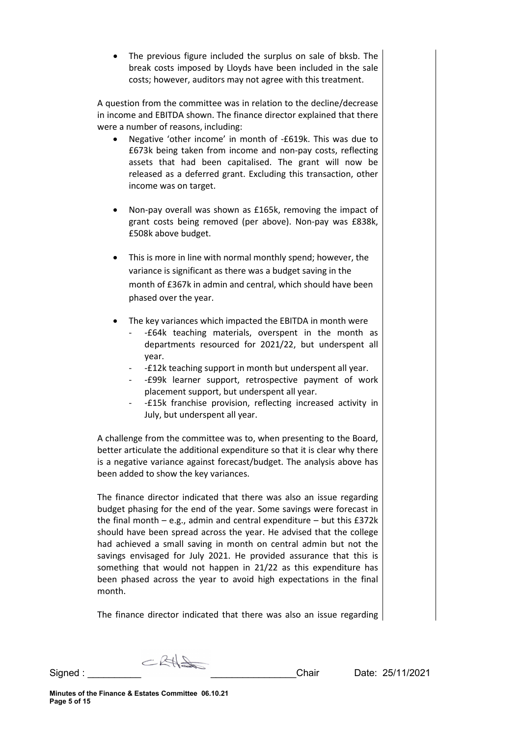- The previous figure included the surplus on sale of bksb. The break costs imposed by Lloyds have been included in the sale costs; however, auditors may not agree with this treatment.

A question from the committee was in relation to the decline/decrease in income and EBITDA shown. The finance director explained that there were a number of reasons, including:

- Negative 'other income' in month of -£619k. This was due to £673k being taken from income and non-pay costs, reflecting assets that had been capitalised. The grant will now be released as a deferred grant. Excluding this transaction, other income was on target.

- Non-pay overall was shown as £165k, removing the impact of grant costs being removed (per above). Non-pay was £838k, £508k above budget.

- This is more in line with normal monthly spend; however, the variance is significant as there was a budget saving in the month of £367k in admin and central, which should have been phased over the year.

- The key variances which impacted the EBITDA in month were
  - -£64k teaching materials, overspent in the month as departments resourced for 2021/22, but underspent all year.
  - -£12k teaching support in month but underspent all year.
  - -£99k learner support, retrospective payment of work placement support, but underspent all year.
  - -£15k franchise provision, reflecting increased activity in July, but underspent all year.

A challenge from the committee was to, when presenting to the Board, better articulate the additional expenditure so that it is clear why there is a negative variance against forecast/budget. The analysis above has been added to show the key variances.

The finance director indicated that there was also an issue regarding budget phasing for the end of the year. Some savings were forecast in the final month – e.g., admin and central expenditure – but this £372k should have been spread across the year. He advised that the college had achieved a small saving in month on central admin but not the savings envisaged for July 2021. He provided assurance that this is something that would not happen in 21/22 as this expenditure has been phased across the year to avoid high expectations in the final month.

The finance director indicated that there was also an issue regarding

Signed : __________ ________________Chair Date: 25/11/2021

Minutes of the Finance & Estates Committee 06.10.21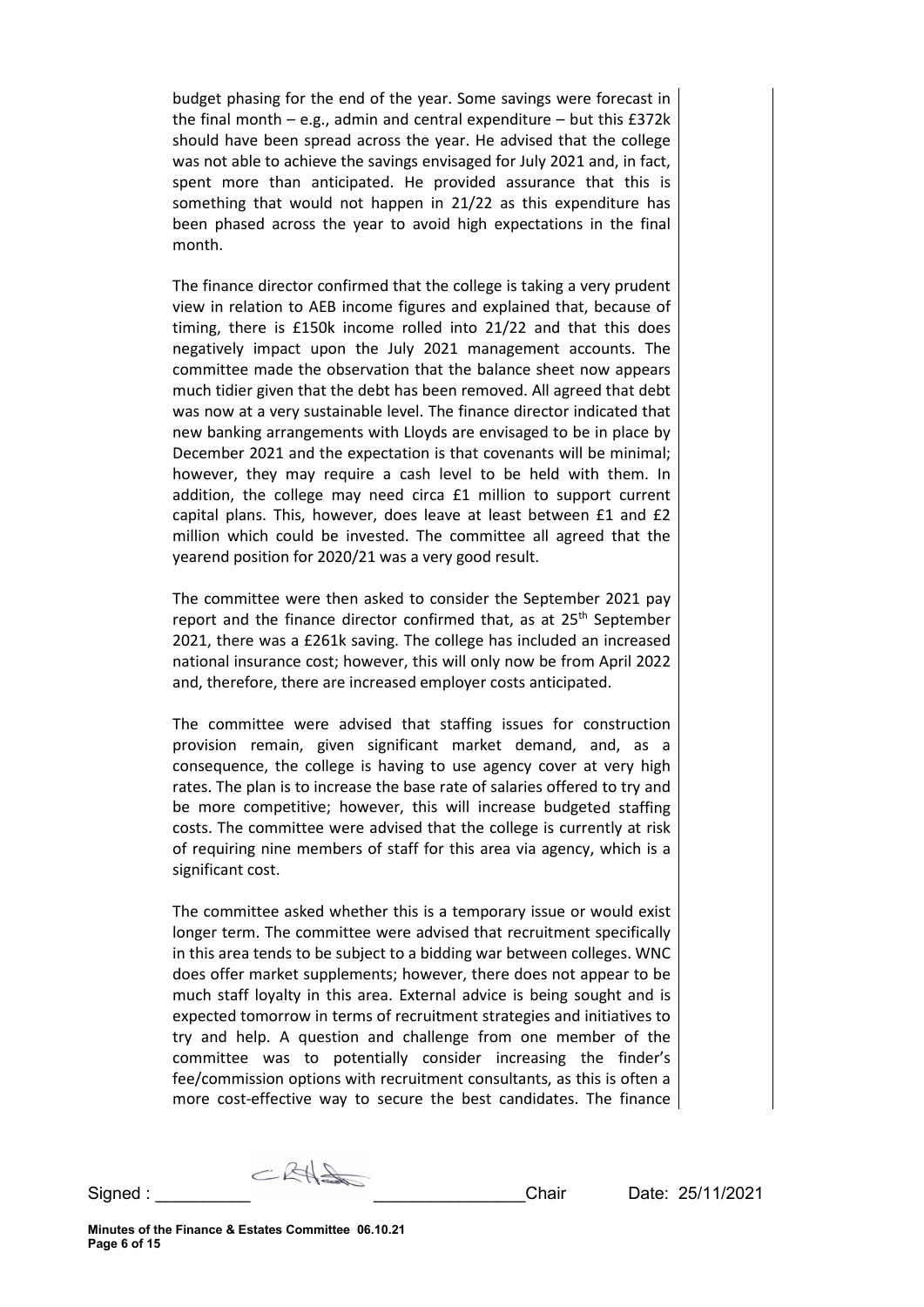budget phasing for the end of the year. Some savings were forecast in the final month – e.g., admin and central expenditure – but this £372k should have been spread across the year. He advised that the college was not able to achieve the savings envisaged for July 2021 and, in fact, spent more than anticipated. He provided assurance that this is something that would not happen in 21/22 as this expenditure has been phased across the year to avoid high expectations in the final month.

The finance director confirmed that the college is taking a very prudent view in relation to AEB income figures and explained that, because of timing, there is £150k income rolled into 21/22 and that this does negatively impact upon the July 2021 management accounts. The committee made the observation that the balance sheet now appears much tidier given that the debt has been removed. All agreed that debt was now at a very sustainable level. The finance director indicated that new banking arrangements with Lloyds are envisaged to be in place by December 2021 and the expectation is that covenants will be minimal; however, they may require a cash level to be held with them. In addition, the college may need circa £1 million to support current capital plans. This, however, does leave at least between £1 and £2 million which could be invested. The committee all agreed that the yearend position for 2020/21 was a very good result.

The committee were then asked to consider the September 2021 pay report and the finance director confirmed that, as at 25th September 2021, there was a £261k saving. The college has included an increased national insurance cost; however, this will only now be from April 2022 and, therefore, there are increased employer costs anticipated.

The committee were advised that staffing issues for construction provision remain, given significant market demand, and, as a consequence, the college is having to use agency cover at very high rates. The plan is to increase the base rate of salaries offered to try and be more competitive; however, this will increase budgeted staffing costs. The committee were advised that the college is currently at risk of requiring nine members of staff for this area via agency, which is a significant cost.

The committee asked whether this is a temporary issue or would exist longer term. The committee were advised that recruitment specifically in this area tends to be subject to a bidding war between colleges. WNC does offer market supplements; however, there does not appear to be much staff loyalty in this area. External advice is being sought and is expected tomorrow in terms of recruitment strategies and initiatives to try and help. A question and challenge from one member of the committee was to potentially consider increasing the finder's fee/commission options with recruitment consultants, as this is often a more cost-effective way to secure the best candidates. The finance

Signed : __________ ________________Chair Date: 25/11/2021

**Minutes of the Finance & Estates Committee 06.10.21**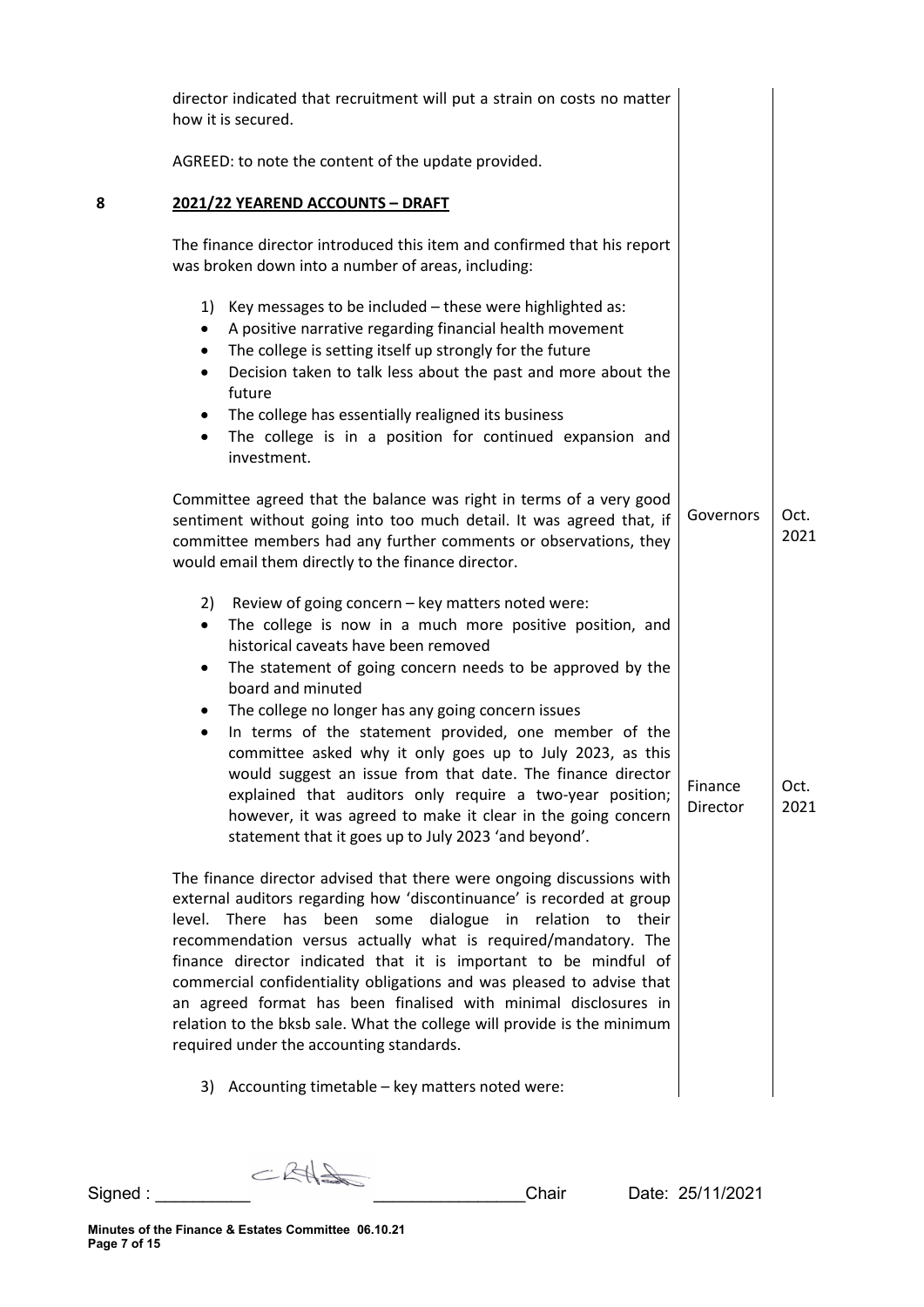director indicated that recruitment will put a strain on costs no matter how it is secured.

AGREED: to note the content of the update provided.

## 8 2021/22 YEAREND ACCOUNTS – DRAFT

The finance director introduced this item and confirmed that his report was broken down into a number of areas, including:

1) Key messages to be included – these were highlighted as:
   - A positive narrative regarding financial health movement
   - The college is setting itself up strongly for the future
   - Decision taken to talk less about the past and more about the future
   - The college has essentially realigned its business
   - The college is in a position for continued expansion and investment.

Committee agreed that the balance was right in terms of a very good sentiment without going into too much detail. It was agreed that, if committee members had any further comments or observations, they would email them directly to the finance director. — **Governors | Oct. 2021**

2) Review of going concern – key matters noted were:
   - The college is now in a much more positive position, and historical caveats have been removed
   - The statement of going concern needs to be approved by the board and minuted
   - The college no longer has any going concern issues
   - In terms of the statement provided, one member of the committee asked why it only goes up to July 2023, as this would suggest an issue from that date. The finance director explained that auditors only require a two-year position; however, it was agreed to make it clear in the going concern statement that it goes up to July 2023 'and beyond'. — **Finance Director | Oct. 2021**

The finance director advised that there were ongoing discussions with external auditors regarding how 'discontinuance' is recorded at group level. There has been some dialogue in relation to their recommendation versus actually what is required/mandatory. The finance director indicated that it is important to be mindful of commercial confidentiality obligations and was pleased to advise that an agreed format has been finalised with minimal disclosures in relation to the bksb sale. What the college will provide is the minimum required under the accounting standards.

3) Accounting timetable – key matters noted were:

Signed : __________ ________________Chair Date: 25/11/2021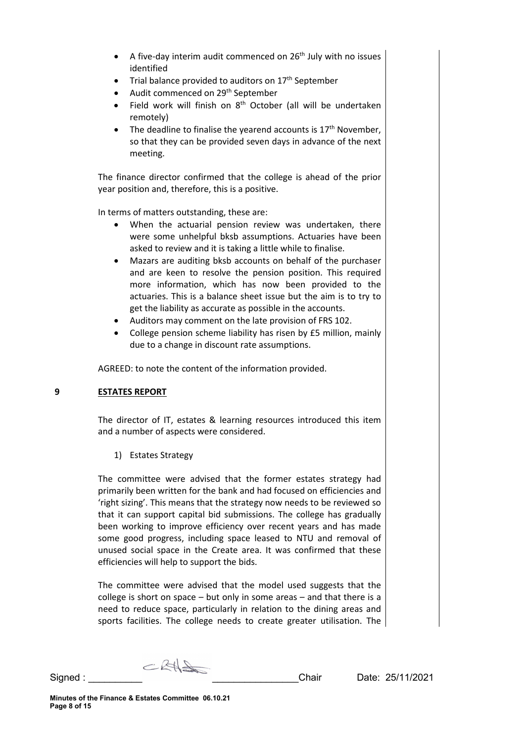- A five-day interim audit commenced on 26th July with no issues identified
- Trial balance provided to auditors on 17th September
- Audit commenced on 29th September
- Field work will finish on 8th October (all will be undertaken remotely)
- The deadline to finalise the yearend accounts is 17th November, so that they can be provided seven days in advance of the next meeting.

The finance director confirmed that the college is ahead of the prior year position and, therefore, this is a positive.

In terms of matters outstanding, these are:

- When the actuarial pension review was undertaken, there were some unhelpful bksb assumptions. Actuaries have been asked to review and it is taking a little while to finalise.
- Mazars are auditing bksb accounts on behalf of the purchaser and are keen to resolve the pension position. This required more information, which has now been provided to the actuaries. This is a balance sheet issue but the aim is to try to get the liability as accurate as possible in the accounts.
- Auditors may comment on the late provision of FRS 102.
- College pension scheme liability has risen by £5 million, mainly due to a change in discount rate assumptions.

AGREED: to note the content of the information provided.

## 9 ESTATES REPORT

The director of IT, estates & learning resources introduced this item and a number of aspects were considered.

1) Estates Strategy

The committee were advised that the former estates strategy had primarily been written for the bank and had focused on efficiencies and 'right sizing'. This means that the strategy now needs to be reviewed so that it can support capital bid submissions. The college has gradually been working to improve efficiency over recent years and has made some good progress, including space leased to NTU and removal of unused social space in the Create area. It was confirmed that these efficiencies will help to support the bids.

The committee were advised that the model used suggests that the college is short on space – but only in some areas – and that there is a need to reduce space, particularly in relation to the dining areas and sports facilities. The college needs to create greater utilisation. The

Signed : \_\_\_\_\_\_\_\_\_\_ \_\_\_\_\_\_\_\_\_\_\_\_\_\_\_\_Chair Date: 25/11/2021

**Minutes of the Finance & Estates Committee 06.10.21**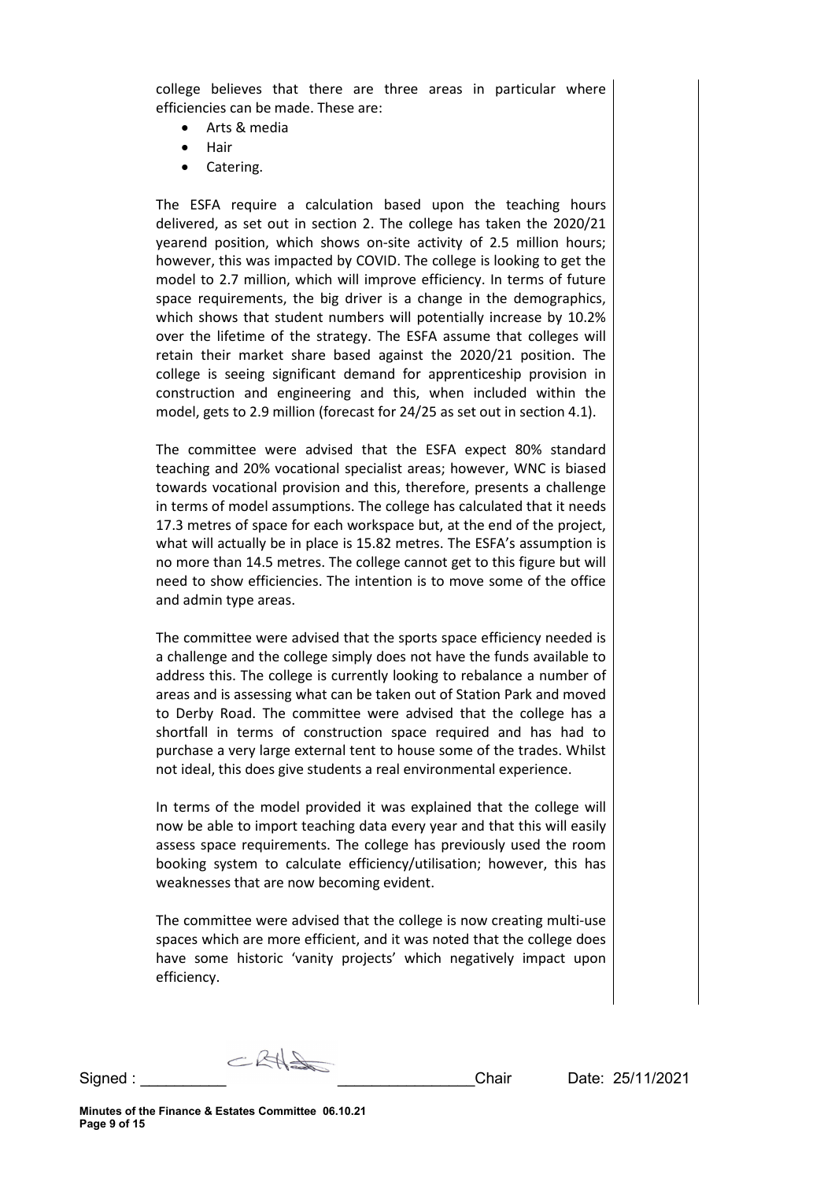college believes that there are three areas in particular where efficiencies can be made. These are:

- Arts & media
- Hair
- Catering.

The ESFA require a calculation based upon the teaching hours delivered, as set out in section 2. The college has taken the 2020/21 yearend position, which shows on-site activity of 2.5 million hours; however, this was impacted by COVID. The college is looking to get the model to 2.7 million, which will improve efficiency. In terms of future space requirements, the big driver is a change in the demographics, which shows that student numbers will potentially increase by 10.2% over the lifetime of the strategy. The ESFA assume that colleges will retain their market share based against the 2020/21 position. The college is seeing significant demand for apprenticeship provision in construction and engineering and this, when included within the model, gets to 2.9 million (forecast for 24/25 as set out in section 4.1).

The committee were advised that the ESFA expect 80% standard teaching and 20% vocational specialist areas; however, WNC is biased towards vocational provision and this, therefore, presents a challenge in terms of model assumptions. The college has calculated that it needs 17.3 metres of space for each workspace but, at the end of the project, what will actually be in place is 15.82 metres. The ESFA's assumption is no more than 14.5 metres. The college cannot get to this figure but will need to show efficiencies. The intention is to move some of the office and admin type areas.

The committee were advised that the sports space efficiency needed is a challenge and the college simply does not have the funds available to address this. The college is currently looking to rebalance a number of areas and is assessing what can be taken out of Station Park and moved to Derby Road. The committee were advised that the college has a shortfall in terms of construction space required and has had to purchase a very large external tent to house some of the trades. Whilst not ideal, this does give students a real environmental experience.

In terms of the model provided it was explained that the college will now be able to import teaching data every year and that this will easily assess space requirements. The college has previously used the room booking system to calculate efficiency/utilisation; however, this has weaknesses that are now becoming evident.

The committee were advised that the college is now creating multi-use spaces which are more efficient, and it was noted that the college does have some historic 'vanity projects' which negatively impact upon efficiency.

Signed : __________ ________________Chair Date: 25/11/2021

Minutes of the Finance & Estates Committee 06.10.21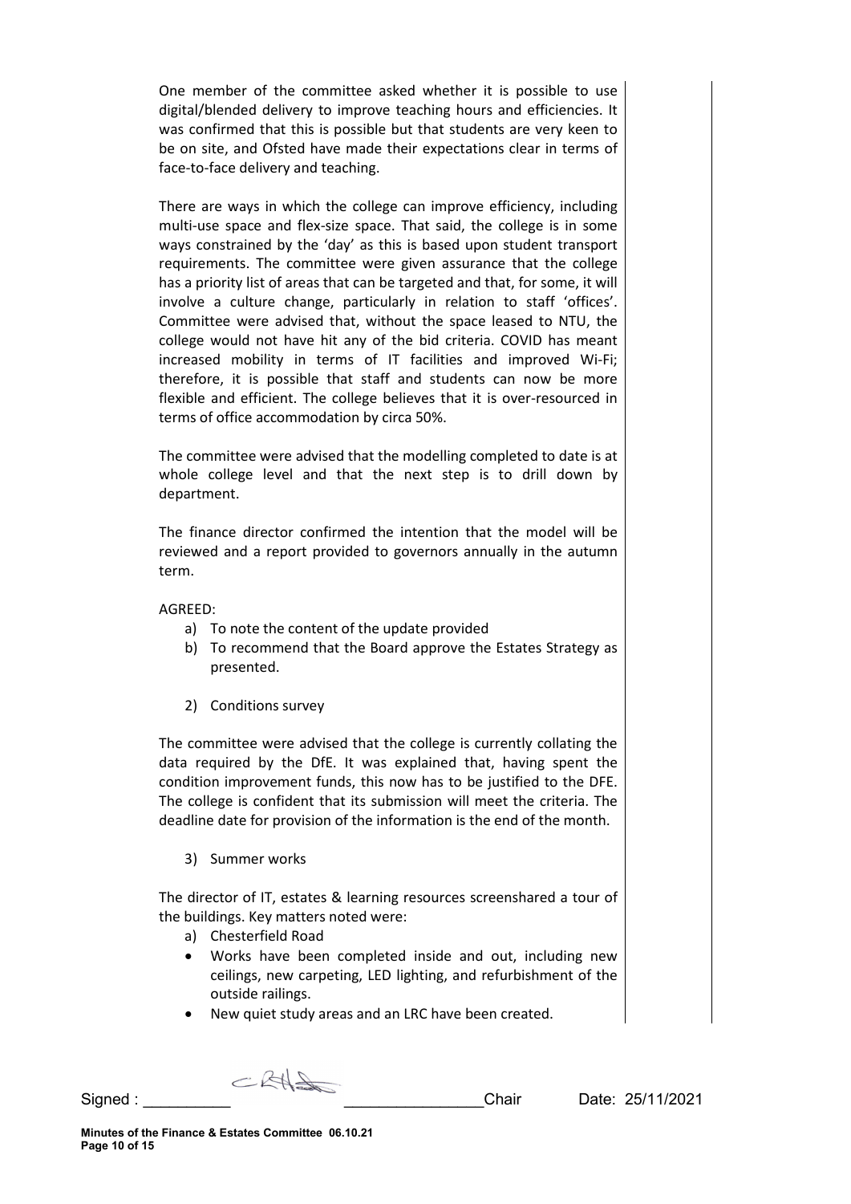One member of the committee asked whether it is possible to use digital/blended delivery to improve teaching hours and efficiencies. It was confirmed that this is possible but that students are very keen to be on site, and Ofsted have made their expectations clear in terms of face-to-face delivery and teaching.

There are ways in which the college can improve efficiency, including multi-use space and flex-size space. That said, the college is in some ways constrained by the 'day' as this is based upon student transport requirements. The committee were given assurance that the college has a priority list of areas that can be targeted and that, for some, it will involve a culture change, particularly in relation to staff 'offices'. Committee were advised that, without the space leased to NTU, the college would not have hit any of the bid criteria. COVID has meant increased mobility in terms of IT facilities and improved Wi-Fi; therefore, it is possible that staff and students can now be more flexible and efficient. The college believes that it is over-resourced in terms of office accommodation by circa 50%.

The committee were advised that the modelling completed to date is at whole college level and that the next step is to drill down by department.

The finance director confirmed the intention that the model will be reviewed and a report provided to governors annually in the autumn term.

AGREED:

a) To note the content of the update provided
b) To recommend that the Board approve the Estates Strategy as presented.

2) Conditions survey

The committee were advised that the college is currently collating the data required by the DfE. It was explained that, having spent the condition improvement funds, this now has to be justified to the DFE. The college is confident that its submission will meet the criteria. The deadline date for provision of the information is the end of the month.

3) Summer works

The director of IT, estates & learning resources screenshared a tour of the buildings. Key matters noted were:

a) Chesterfield Road

- Works have been completed inside and out, including new ceilings, new carpeting, LED lighting, and refurbishment of the outside railings.
- New quiet study areas and an LRC have been created.

Signed : __________ ________________Chair Date: 25/11/2021

**Minutes of the Finance & Estates Committee 06.10.21**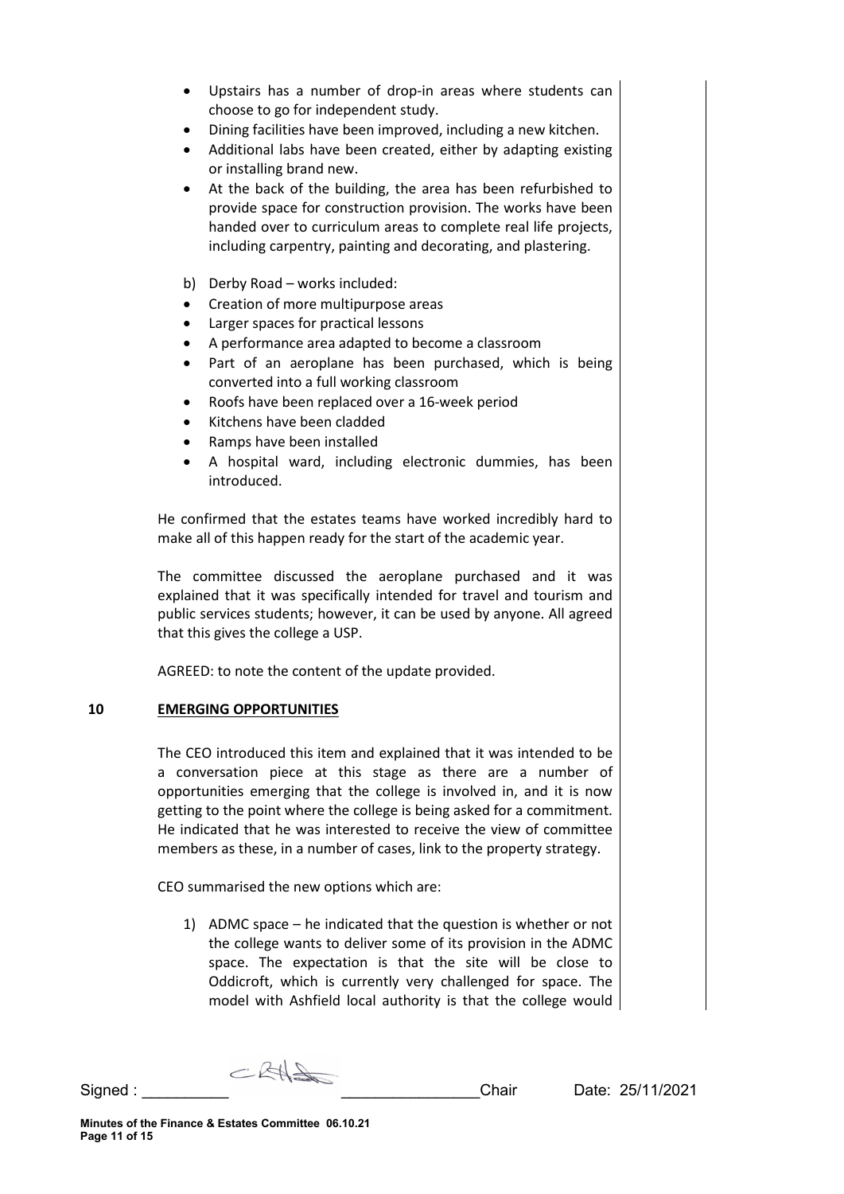- Upstairs has a number of drop-in areas where students can choose to go for independent study.
- Dining facilities have been improved, including a new kitchen.
- Additional labs have been created, either by adapting existing or installing brand new.
- At the back of the building, the area has been refurbished to provide space for construction provision. The works have been handed over to curriculum areas to complete real life projects, including carpentry, painting and decorating, and plastering.

b) Derby Road – works included:

- Creation of more multipurpose areas
- Larger spaces for practical lessons
- A performance area adapted to become a classroom
- Part of an aeroplane has been purchased, which is being converted into a full working classroom
- Roofs have been replaced over a 16-week period
- Kitchens have been cladded
- Ramps have been installed
- A hospital ward, including electronic dummies, has been introduced.

He confirmed that the estates teams have worked incredibly hard to make all of this happen ready for the start of the academic year.

The committee discussed the aeroplane purchased and it was explained that it was specifically intended for travel and tourism and public services students; however, it can be used by anyone. All agreed that this gives the college a USP.

AGREED: to note the content of the update provided.

## 10 EMERGING OPPORTUNITIES

The CEO introduced this item and explained that it was intended to be a conversation piece at this stage as there are a number of opportunities emerging that the college is involved in, and it is now getting to the point where the college is being asked for a commitment. He indicated that he was interested to receive the view of committee members as these, in a number of cases, link to the property strategy.

CEO summarised the new options which are:

1) ADMC space – he indicated that the question is whether or not the college wants to deliver some of its provision in the ADMC space. The expectation is that the site will be close to Oddicroft, which is currently very challenged for space. The model with Ashfield local authority is that the college would

Signed : \_\_\_\_\_\_\_\_\_\_ \_\_\_\_\_\_\_\_\_\_\_\_\_\_\_\_Chair Date: 25/11/2021

**Minutes of the Finance & Estates Committee 06.10.21**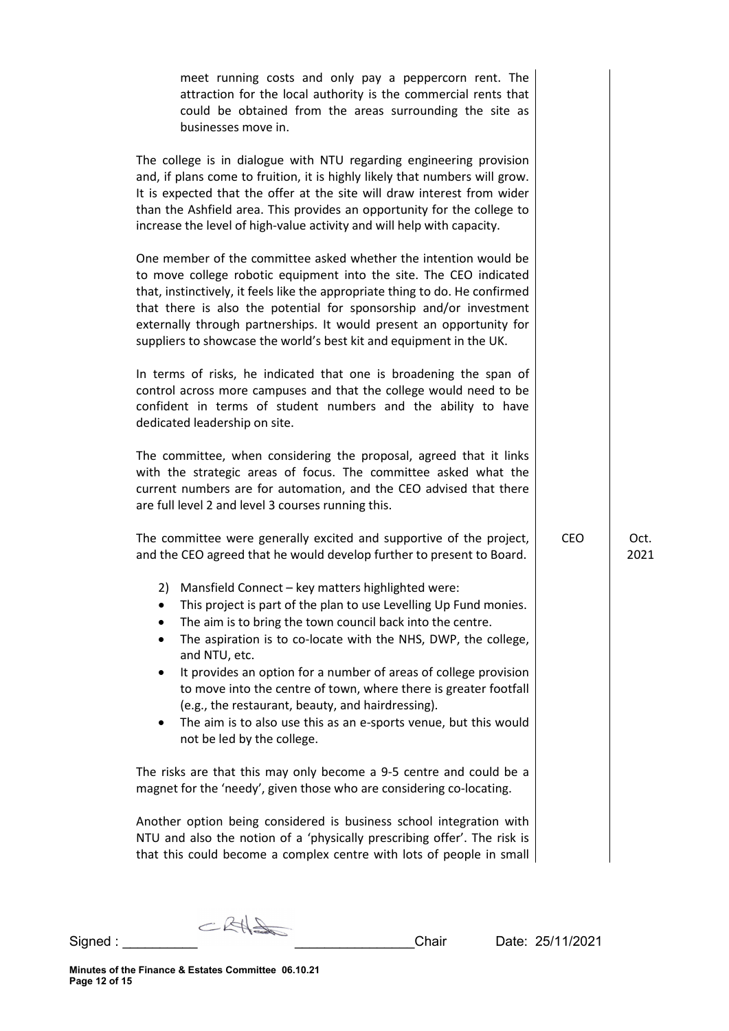meet running costs and only pay a peppercorn rent. The attraction for the local authority is the commercial rents that could be obtained from the areas surrounding the site as businesses move in.

The college is in dialogue with NTU regarding engineering provision and, if plans come to fruition, it is highly likely that numbers will grow. It is expected that the offer at the site will draw interest from wider than the Ashfield area. This provides an opportunity for the college to increase the level of high-value activity and will help with capacity.

One member of the committee asked whether the intention would be to move college robotic equipment into the site. The CEO indicated that, instinctively, it feels like the appropriate thing to do. He confirmed that there is also the potential for sponsorship and/or investment externally through partnerships. It would present an opportunity for suppliers to showcase the world's best kit and equipment in the UK.

In terms of risks, he indicated that one is broadening the span of control across more campuses and that the college would need to be confident in terms of student numbers and the ability to have dedicated leadership on site.

The committee, when considering the proposal, agreed that it links with the strategic areas of focus. The committee asked what the current numbers are for automation, and the CEO advised that there are full level 2 and level 3 courses running this.

| | | |
|---|---|---|
| The committee were generally excited and supportive of the project, and the CEO agreed that he would develop further to present to Board. | CEO | Oct. 2021 |

2) Mansfield Connect – key matters highlighted were:

- This project is part of the plan to use Levelling Up Fund monies.
- The aim is to bring the town council back into the centre.
- The aspiration is to co-locate with the NHS, DWP, the college, and NTU, etc.
- It provides an option for a number of areas of college provision to move into the centre of town, where there is greater footfall (e.g., the restaurant, beauty, and hairdressing).
- The aim is to also use this as an e-sports venue, but this would not be led by the college.

The risks are that this may only become a 9-5 centre and could be a magnet for the 'needy', given those who are considering co-locating.

Another option being considered is business school integration with NTU and also the notion of a 'physically prescribing offer'. The risk is that this could become a complex centre with lots of people in small

Signed : __________ ________________Chair Date: 25/11/2021

**Minutes of the Finance & Estates Committee 06.10.21**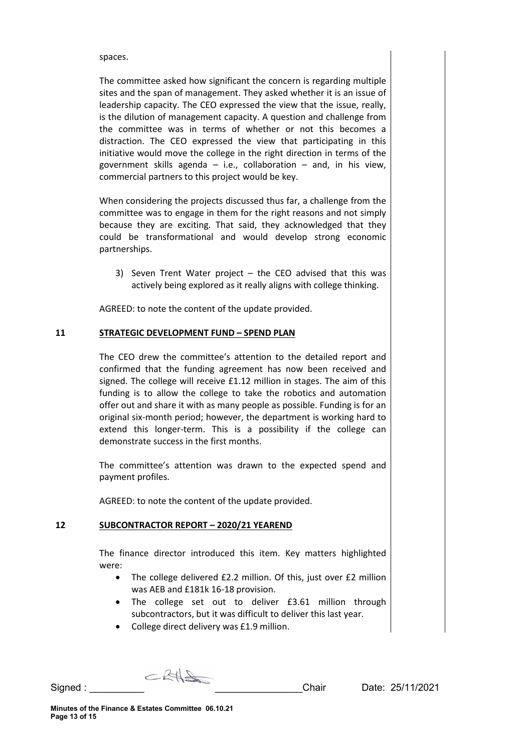spaces.

The committee asked how significant the concern is regarding multiple sites and the span of management. They asked whether it is an issue of leadership capacity. The CEO expressed the view that the issue, really, is the dilution of management capacity. A question and challenge from the committee was in terms of whether or not this becomes a distraction. The CEO expressed the view that participating in this initiative would move the college in the right direction in terms of the government skills agenda – i.e., collaboration – and, in his view, commercial partners to this project would be key.

When considering the projects discussed thus far, a challenge from the committee was to engage in them for the right reasons and not simply because they are exciting. That said, they acknowledged that they could be transformational and would develop strong economic partnerships.

3) Seven Trent Water project – the CEO advised that this was actively being explored as it really aligns with college thinking.

AGREED: to note the content of the update provided.

## 11 STRATEGIC DEVELOPMENT FUND – SPEND PLAN

The CEO drew the committee's attention to the detailed report and confirmed that the funding agreement has now been received and signed. The college will receive £1.12 million in stages. The aim of this funding is to allow the college to take the robotics and automation offer out and share it with as many people as possible. Funding is for an original six-month period; however, the department is working hard to extend this longer-term. This is a possibility if the college can demonstrate success in the first months.

The committee's attention was drawn to the expected spend and payment profiles.

AGREED: to note the content of the update provided.

## 12 SUBCONTRACTOR REPORT – 2020/21 YEAREND

The finance director introduced this item. Key matters highlighted were:

- The college delivered £2.2 million. Of this, just over £2 million was AEB and £181k 16-18 provision.
- The college set out to deliver £3.61 million through subcontractors, but it was difficult to deliver this last year.
- College direct delivery was £1.9 million.

Signed : __________ ________________Chair Date: 25/11/2021

Minutes of the Finance & Estates Committee 06.10.21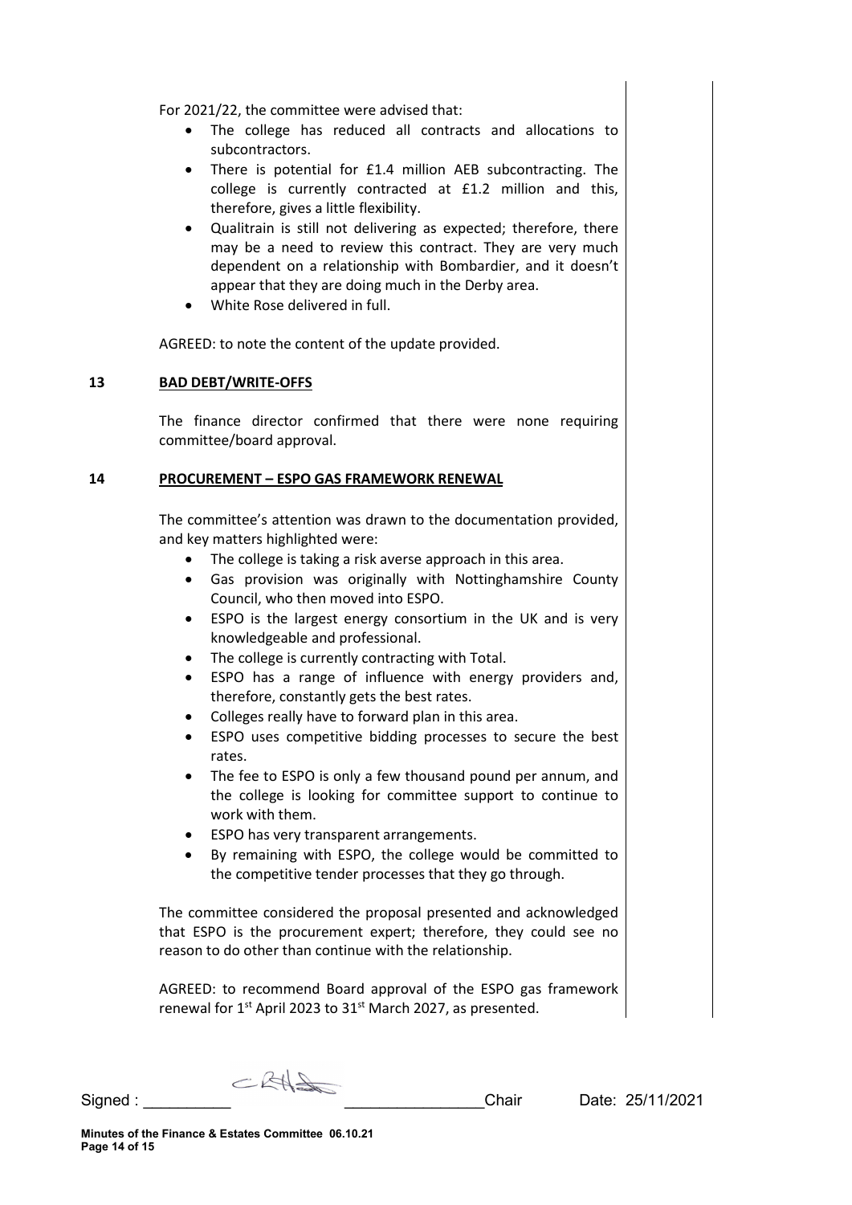For 2021/22, the committee were advised that:

- The college has reduced all contracts and allocations to subcontractors.
- There is potential for £1.4 million AEB subcontracting. The college is currently contracted at £1.2 million and this, therefore, gives a little flexibility.
- Qualitrain is still not delivering as expected; therefore, there may be a need to review this contract. They are very much dependent on a relationship with Bombardier, and it doesn't appear that they are doing much in the Derby area.
- White Rose delivered in full.

AGREED: to note the content of the update provided.

## 13 BAD DEBT/WRITE-OFFS

The finance director confirmed that there were none requiring committee/board approval.

## 14 PROCUREMENT – ESPO GAS FRAMEWORK RENEWAL

The committee's attention was drawn to the documentation provided, and key matters highlighted were:

- The college is taking a risk averse approach in this area.
- Gas provision was originally with Nottinghamshire County Council, who then moved into ESPO.
- ESPO is the largest energy consortium in the UK and is very knowledgeable and professional.
- The college is currently contracting with Total.
- ESPO has a range of influence with energy providers and, therefore, constantly gets the best rates.
- Colleges really have to forward plan in this area.
- ESPO uses competitive bidding processes to secure the best rates.
- The fee to ESPO is only a few thousand pound per annum, and the college is looking for committee support to continue to work with them.
- ESPO has very transparent arrangements.
- By remaining with ESPO, the college would be committed to the competitive tender processes that they go through.

The committee considered the proposal presented and acknowledged that ESPO is the procurement expert; therefore, they could see no reason to do other than continue with the relationship.

AGREED: to recommend Board approval of the ESPO gas framework renewal for 1st April 2023 to 31st March 2027, as presented.

Signed : __________ ________________Chair Date: 25/11/2021

**Minutes of the Finance & Estates Committee 06.10.21**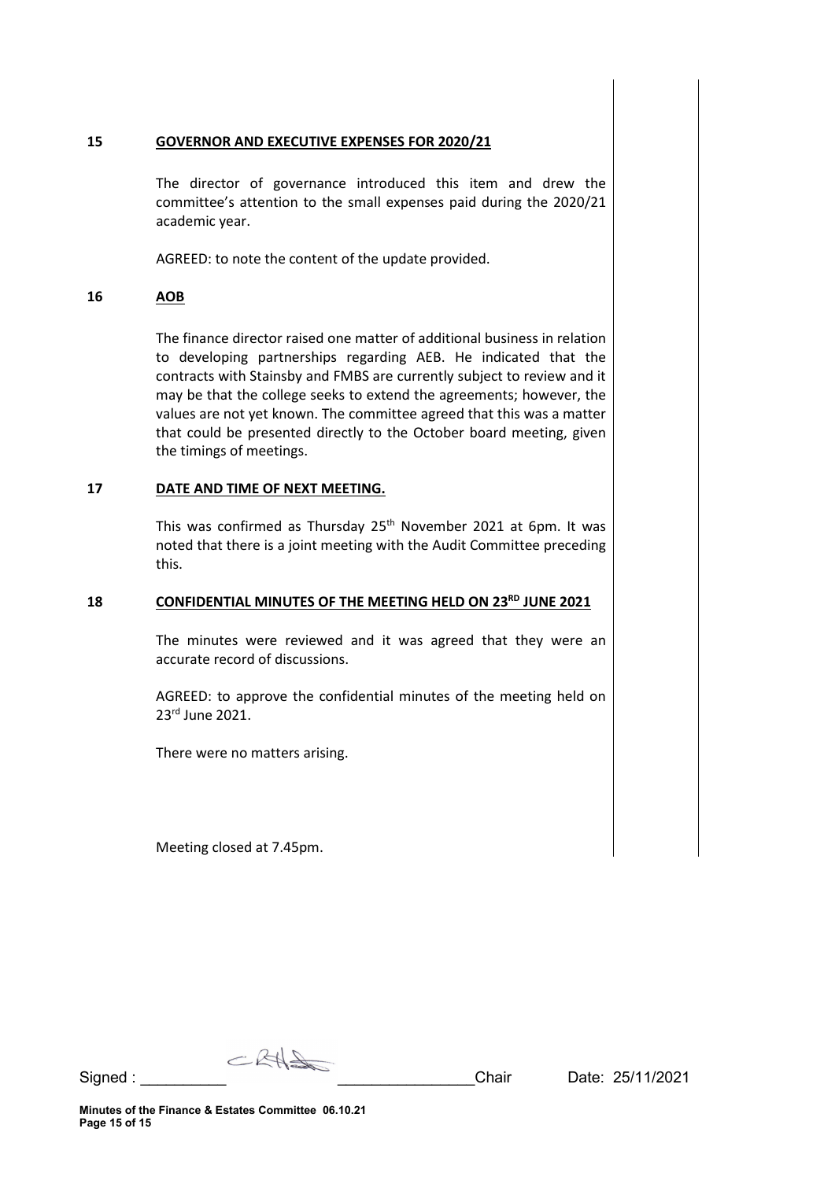**15 GOVERNOR AND EXECUTIVE EXPENSES FOR 2020/21**

The director of governance introduced this item and drew the committee's attention to the small expenses paid during the 2020/21 academic year.

AGREED: to note the content of the update provided.

**16 AOB**

The finance director raised one matter of additional business in relation to developing partnerships regarding AEB. He indicated that the contracts with Stainsby and FMBS are currently subject to review and it may be that the college seeks to extend the agreements; however, the values are not yet known. The committee agreed that this was a matter that could be presented directly to the October board meeting, given the timings of meetings.

**17 DATE AND TIME OF NEXT MEETING.**

This was confirmed as Thursday 25th November 2021 at 6pm. It was noted that there is a joint meeting with the Audit Committee preceding this.

**18 CONFIDENTIAL MINUTES OF THE MEETING HELD ON 23RD JUNE 2021**

The minutes were reviewed and it was agreed that they were an accurate record of discussions.

AGREED: to approve the confidential minutes of the meeting held on 23rd June 2021.

There were no matters arising.

Meeting closed at 7.45pm.

Signed : __________ ________________Chair Date: 25/11/2021